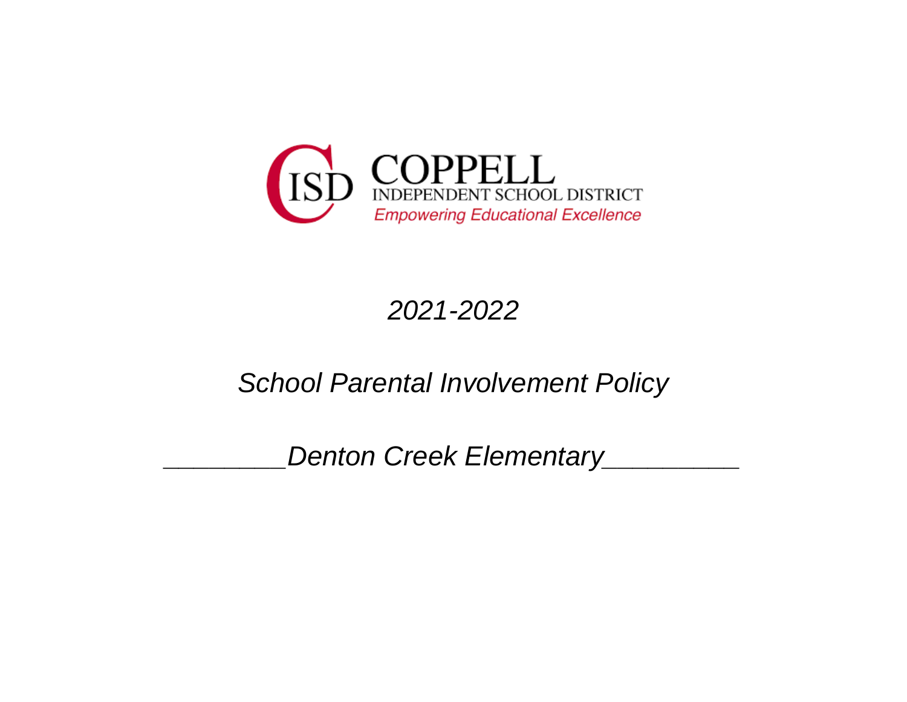COPPELL
INDEPENDENT SCHOOL DISTRICT
*Empowering Educational Excellence*

*2021-2022*

*School Parental Involvement Policy*

*________Denton Creek Elementary_________*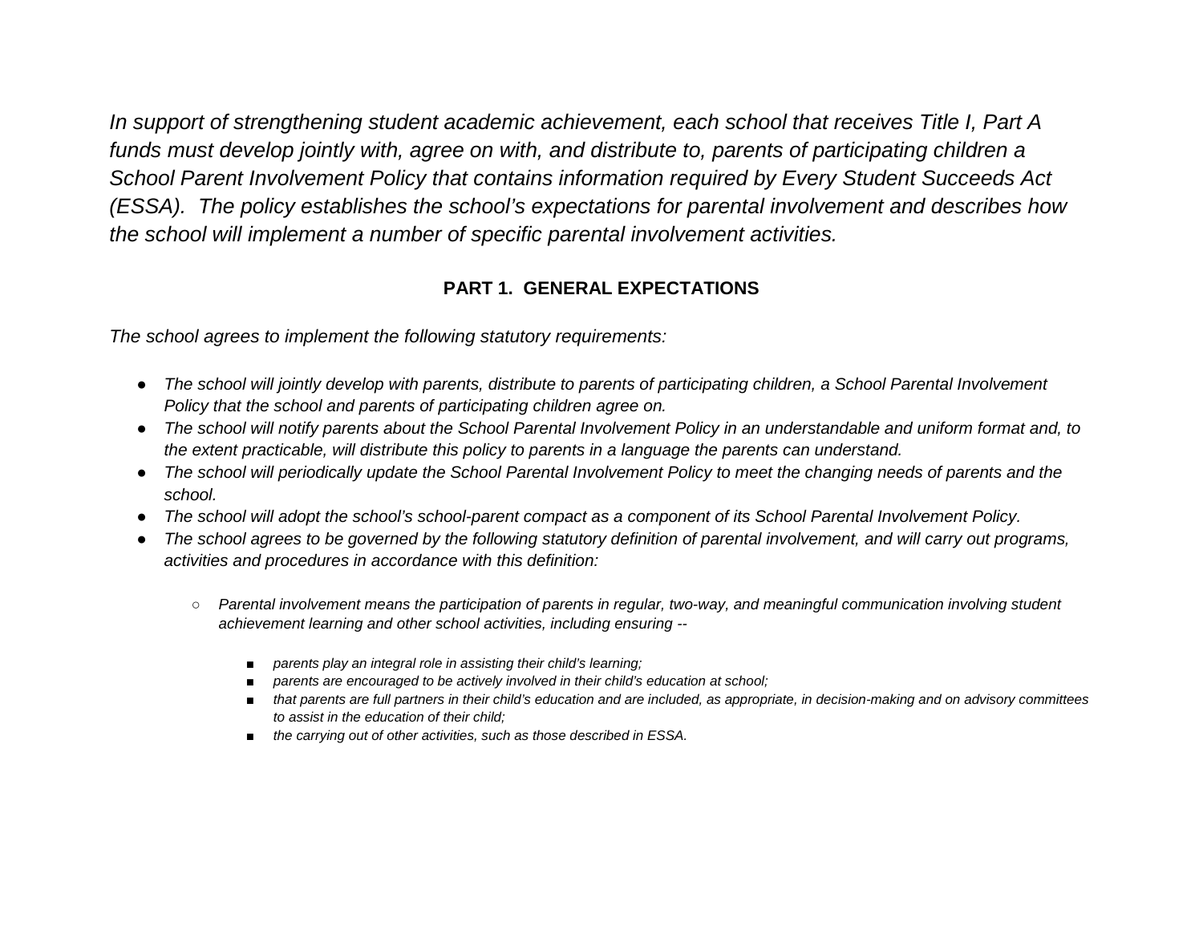*In support of strengthening student academic achievement, each school that receives Title I, Part A funds must develop jointly with, agree on with, and distribute to, parents of participating children a School Parent Involvement Policy that contains information required by Every Student Succeeds Act (ESSA). The policy establishes the school's expectations for parental involvement and describes how the school will implement a number of specific parental involvement activities.*

## PART 1. GENERAL EXPECTATIONS

*The school agrees to implement the following statutory requirements:*

- *The school will jointly develop with parents, distribute to parents of participating children, a School Parental Involvement Policy that the school and parents of participating children agree on.*
- *The school will notify parents about the School Parental Involvement Policy in an understandable and uniform format and, to the extent practicable, will distribute this policy to parents in a language the parents can understand.*
- *The school will periodically update the School Parental Involvement Policy to meet the changing needs of parents and the school.*
- *The school will adopt the school's school-parent compact as a component of its School Parental Involvement Policy.*
- *The school agrees to be governed by the following statutory definition of parental involvement, and will carry out programs, activities and procedures in accordance with this definition:*
  - *Parental involvement means the participation of parents in regular, two-way, and meaningful communication involving student achievement learning and other school activities, including ensuring --*
    - *parents play an integral role in assisting their child's learning;*
    - *parents are encouraged to be actively involved in their child's education at school;*
    - *that parents are full partners in their child's education and are included, as appropriate, in decision-making and on advisory committees to assist in the education of their child;*
    - *the carrying out of other activities, such as those described in ESSA.*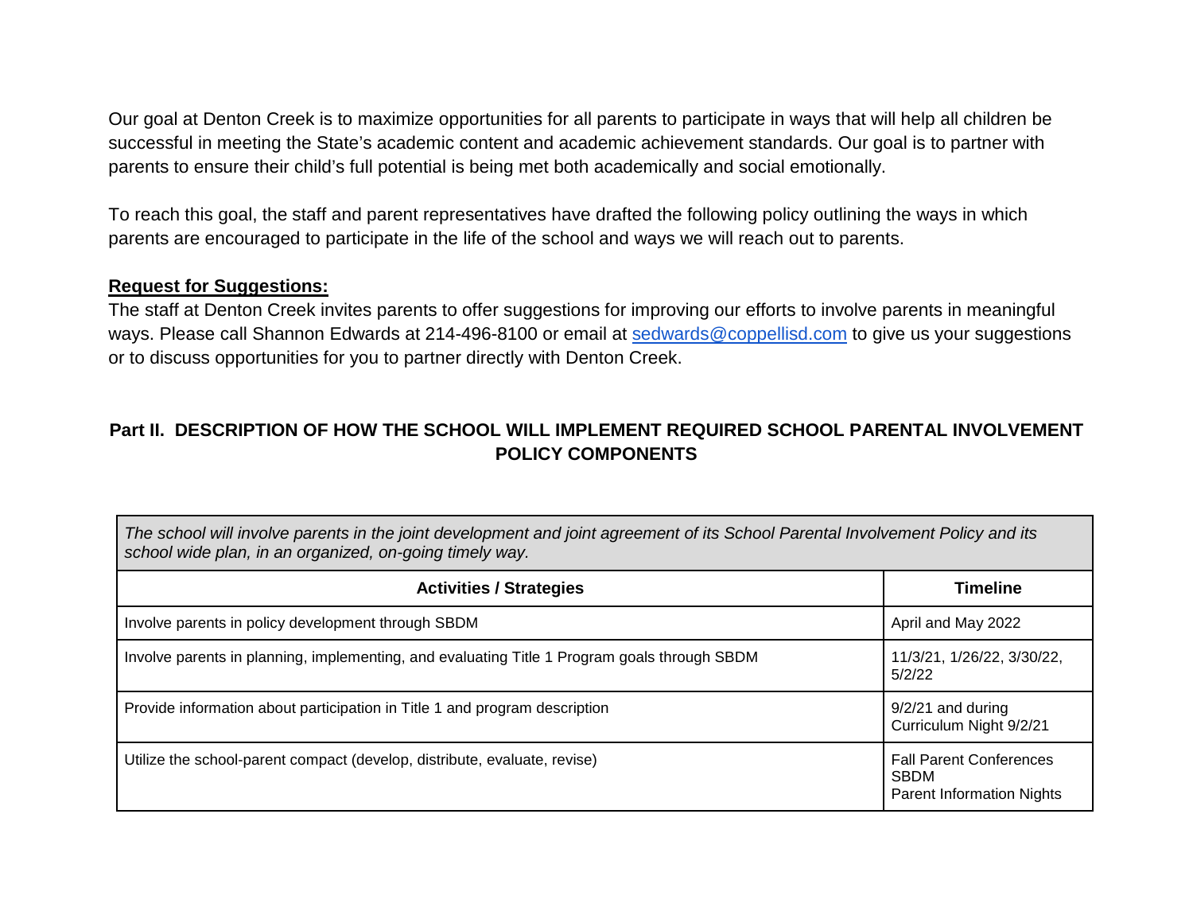Our goal at Denton Creek is to maximize opportunities for all parents to participate in ways that will help all children be successful in meeting the State's academic content and academic achievement standards. Our goal is to partner with parents to ensure their child's full potential is being met both academically and social emotionally.

To reach this goal, the staff and parent representatives have drafted the following policy outlining the ways in which parents are encouraged to participate in the life of the school and ways we will reach out to parents.

**Request for Suggestions:**

The staff at Denton Creek invites parents to offer suggestions for improving our efforts to involve parents in meaningful ways. Please call Shannon Edwards at 214-496-8100 or email at sedwards@coppellisd.com to give us your suggestions or to discuss opportunities for you to partner directly with Denton Creek.

## Part II. DESCRIPTION OF HOW THE SCHOOL WILL IMPLEMENT REQUIRED SCHOOL PARENTAL INVOLVEMENT POLICY COMPONENTS

| *The school will involve parents in the joint development and joint agreement of its School Parental Involvement Policy and its school wide plan, in an organized, on-going timely way.* | |
|---|---|
| **Activities / Strategies** | **Timeline** |
| Involve parents in policy development through SBDM | April and May 2022 |
| Involve parents in planning, implementing, and evaluating Title 1 Program goals through SBDM | 11/3/21, 1/26/22, 3/30/22, 5/2/22 |
| Provide information about participation in Title 1 and program description | 9/2/21 and during Curriculum Night 9/2/21 |
| Utilize the school-parent compact (develop, distribute, evaluate, revise) | Fall Parent Conferences<br>SBDM<br>Parent Information Nights |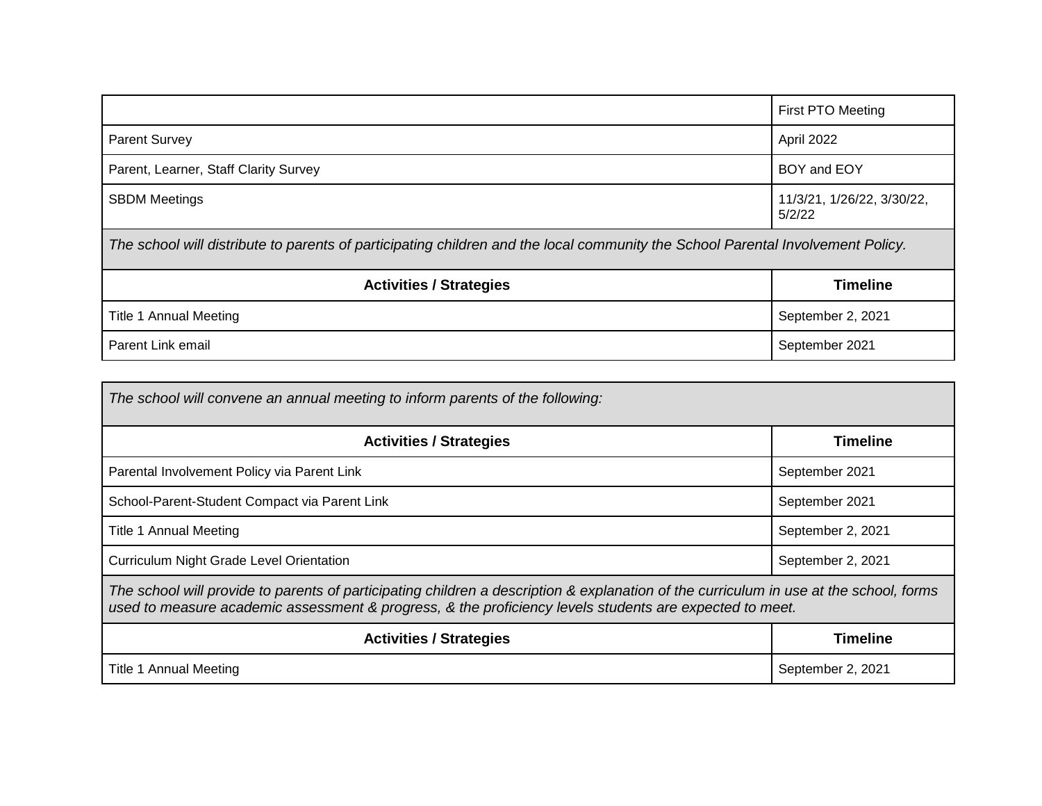| | |
|---|---|
| | First PTO Meeting |
| Parent Survey | April 2022 |
| Parent, Learner, Staff Clarity Survey | BOY and EOY |
| SBDM Meetings | 11/3/21, 1/26/22, 3/30/22, 5/2/22 |

*The school will distribute to parents of participating children and the local community the School Parental Involvement Policy.*

| Activities / Strategies | Timeline |
|---|---|
| Title 1 Annual Meeting | September 2, 2021 |
| Parent Link email | September 2021 |

*The school will convene an annual meeting to inform parents of the following:*

| Activities / Strategies | Timeline |
|---|---|
| Parental Involvement Policy via Parent Link | September 2021 |
| School-Parent-Student Compact via Parent Link | September 2021 |
| Title 1 Annual Meeting | September 2, 2021 |
| Curriculum Night Grade Level Orientation | September 2, 2021 |

*The school will provide to parents of participating children a description & explanation of the curriculum in use at the school, forms used to measure academic assessment & progress, & the proficiency levels students are expected to meet.*

| Activities / Strategies | Timeline |
|---|---|
| Title 1 Annual Meeting | September 2, 2021 |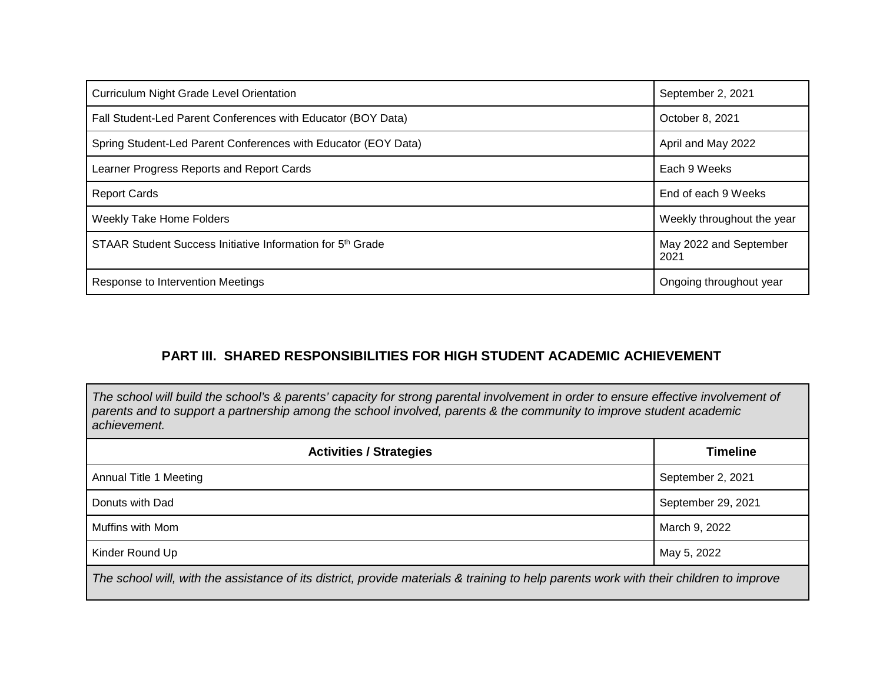| | |
|---|---|
| Curriculum Night Grade Level Orientation | September 2, 2021 |
| Fall Student-Led Parent Conferences with Educator (BOY Data) | October 8, 2021 |
| Spring Student-Led Parent Conferences with Educator (EOY Data) | April and May 2022 |
| Learner Progress Reports and Report Cards | Each 9 Weeks |
| Report Cards | End of each 9 Weeks |
| Weekly Take Home Folders | Weekly throughout the year |
| STAAR Student Success Initiative Information for 5th Grade | May 2022 and September 2021 |
| Response to Intervention Meetings | Ongoing throughout year |

## PART III. SHARED RESPONSIBILITIES FOR HIGH STUDENT ACADEMIC ACHIEVEMENT

| *The school will build the school's & parents' capacity for strong parental involvement in order to ensure effective involvement of parents and to support a partnership among the school involved, parents & the community to improve student academic achievement.* | |
|---|---|
| **Activities / Strategies** | **Timeline** |
| Annual Title 1 Meeting | September 2, 2021 |
| Donuts with Dad | September 29, 2021 |
| Muffins with Mom | March 9, 2022 |
| Kinder Round Up | May 5, 2022 |
| *The school will, with the assistance of its district, provide materials & training to help parents work with their children to improve* | |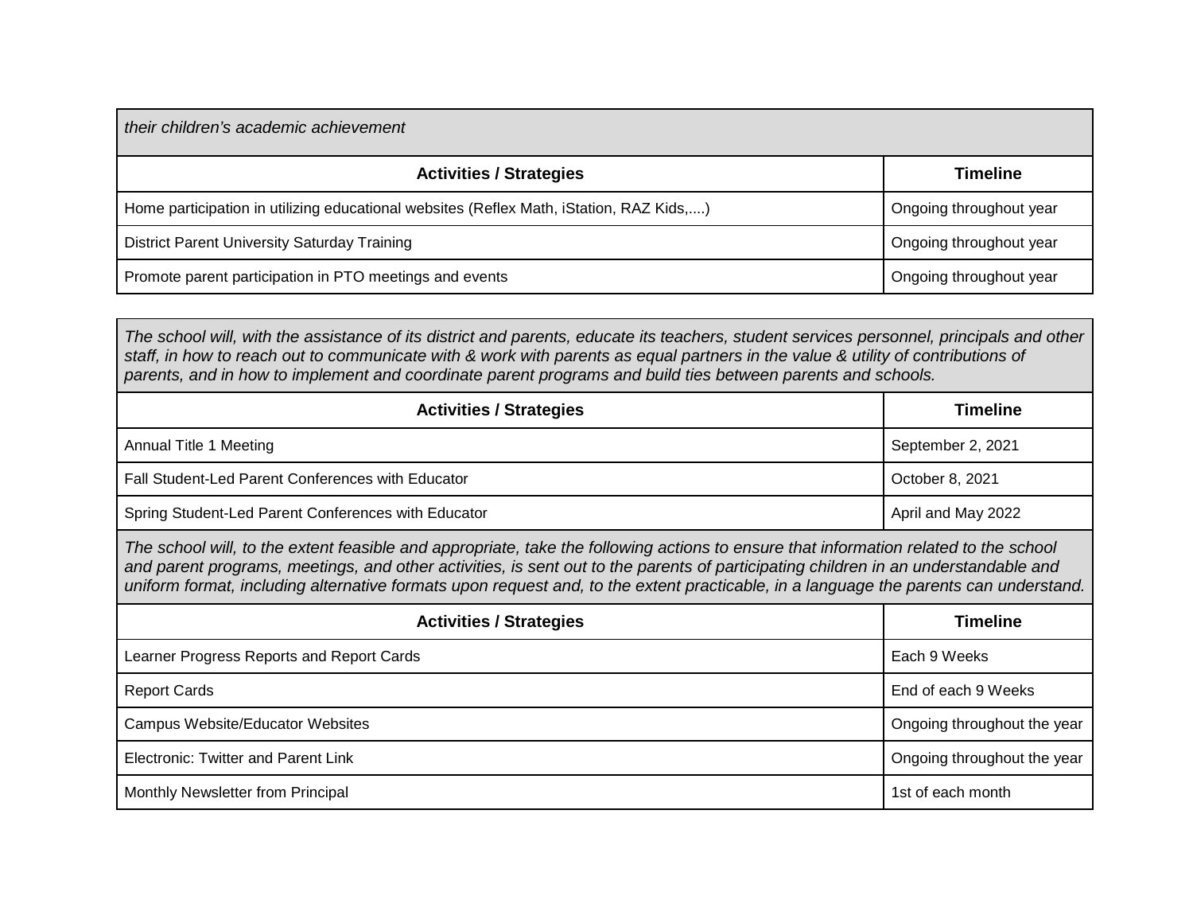*their children's academic achievement*

| Activities / Strategies | Timeline |
|---|---|
| Home participation in utilizing educational websites (Reflex Math, iStation, RAZ Kids,....) | Ongoing throughout year |
| District Parent University Saturday Training | Ongoing throughout year |
| Promote parent participation in PTO meetings and events | Ongoing throughout year |

*The school will, with the assistance of its district and parents, educate its teachers, student services personnel, principals and other staff, in how to reach out to communicate with & work with parents as equal partners in the value & utility of contributions of parents, and in how to implement and coordinate parent programs and build ties between parents and schools.*

| Activities / Strategies | Timeline |
|---|---|
| Annual Title 1 Meeting | September 2, 2021 |
| Fall Student-Led Parent Conferences with Educator | October 8, 2021 |
| Spring Student-Led Parent Conferences with Educator | April and May 2022 |

*The school will, to the extent feasible and appropriate, take the following actions to ensure that information related to the school and parent programs, meetings, and other activities, is sent out to the parents of participating children in an understandable and uniform format, including alternative formats upon request and, to the extent practicable, in a language the parents can understand.*

| Activities / Strategies | Timeline |
|---|---|
| Learner Progress Reports and Report Cards | Each 9 Weeks |
| Report Cards | End of each 9 Weeks |
| Campus Website/Educator Websites | Ongoing throughout the year |
| Electronic: Twitter and Parent Link | Ongoing throughout the year |
| Monthly Newsletter from Principal | 1st of each month |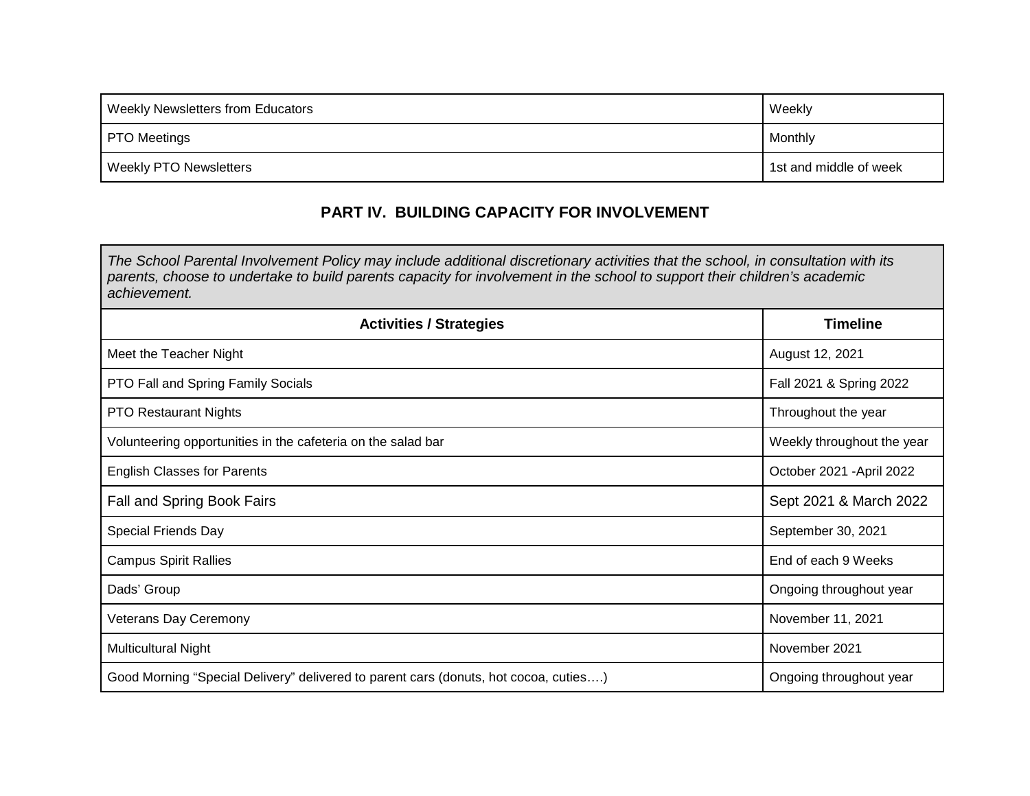| Weekly Newsletters from Educators | Weekly |
|---|---|
| PTO Meetings | Monthly |
| Weekly PTO Newsletters | 1st and middle of week |

## PART IV. BUILDING CAPACITY FOR INVOLVEMENT

*The School Parental Involvement Policy may include additional discretionary activities that the school, in consultation with its parents, choose to undertake to build parents capacity for involvement in the school to support their children's academic achievement.*

| Activities / Strategies | Timeline |
|---|---|
| Meet the Teacher Night | August 12, 2021 |
| PTO Fall and Spring Family Socials | Fall 2021 & Spring 2022 |
| PTO Restaurant Nights | Throughout the year |
| Volunteering opportunities in the cafeteria on the salad bar | Weekly throughout the year |
| English Classes for Parents | October 2021 -April 2022 |
| Fall and Spring Book Fairs | Sept 2021 & March 2022 |
| Special Friends Day | September 30, 2021 |
| Campus Spirit Rallies | End of each 9 Weeks |
| Dads' Group | Ongoing throughout year |
| Veterans Day Ceremony | November 11, 2021 |
| Multicultural Night | November 2021 |
| Good Morning "Special Delivery" delivered to parent cars (donuts, hot cocoa, cuties….) | Ongoing throughout year |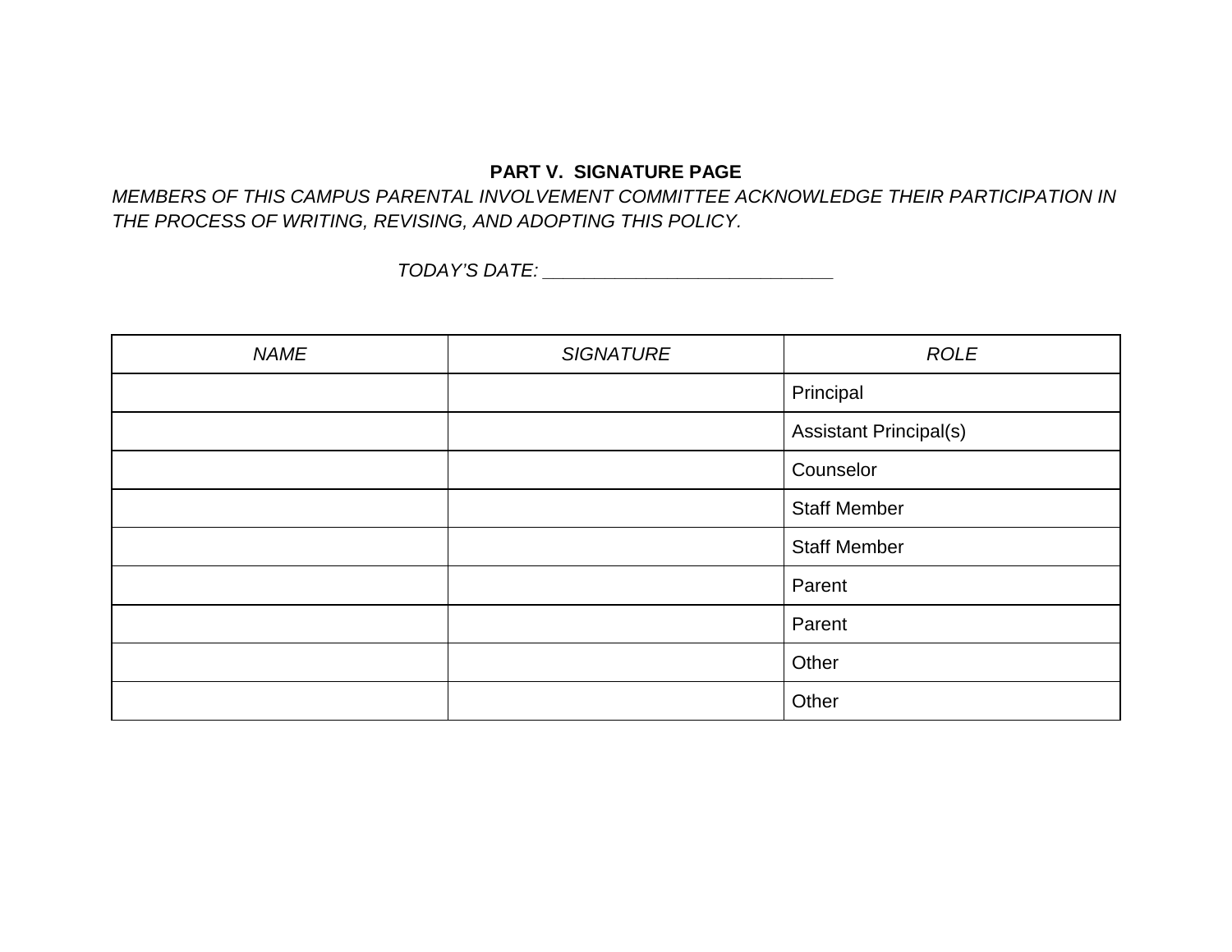**PART V. SIGNATURE PAGE**

*MEMBERS OF THIS CAMPUS PARENTAL INVOLVEMENT COMMITTEE ACKNOWLEDGE THEIR PARTICIPATION IN THE PROCESS OF WRITING, REVISING, AND ADOPTING THIS POLICY.*

*TODAY'S DATE: ___________________________*

| *NAME* | *SIGNATURE* | *ROLE* |
|---|---|---|
| | | Principal |
| | | Assistant Principal(s) |
| | | Counselor |
| | | Staff Member |
| | | Staff Member |
| | | Parent |
| | | Parent |
| | | Other |
| | | Other |